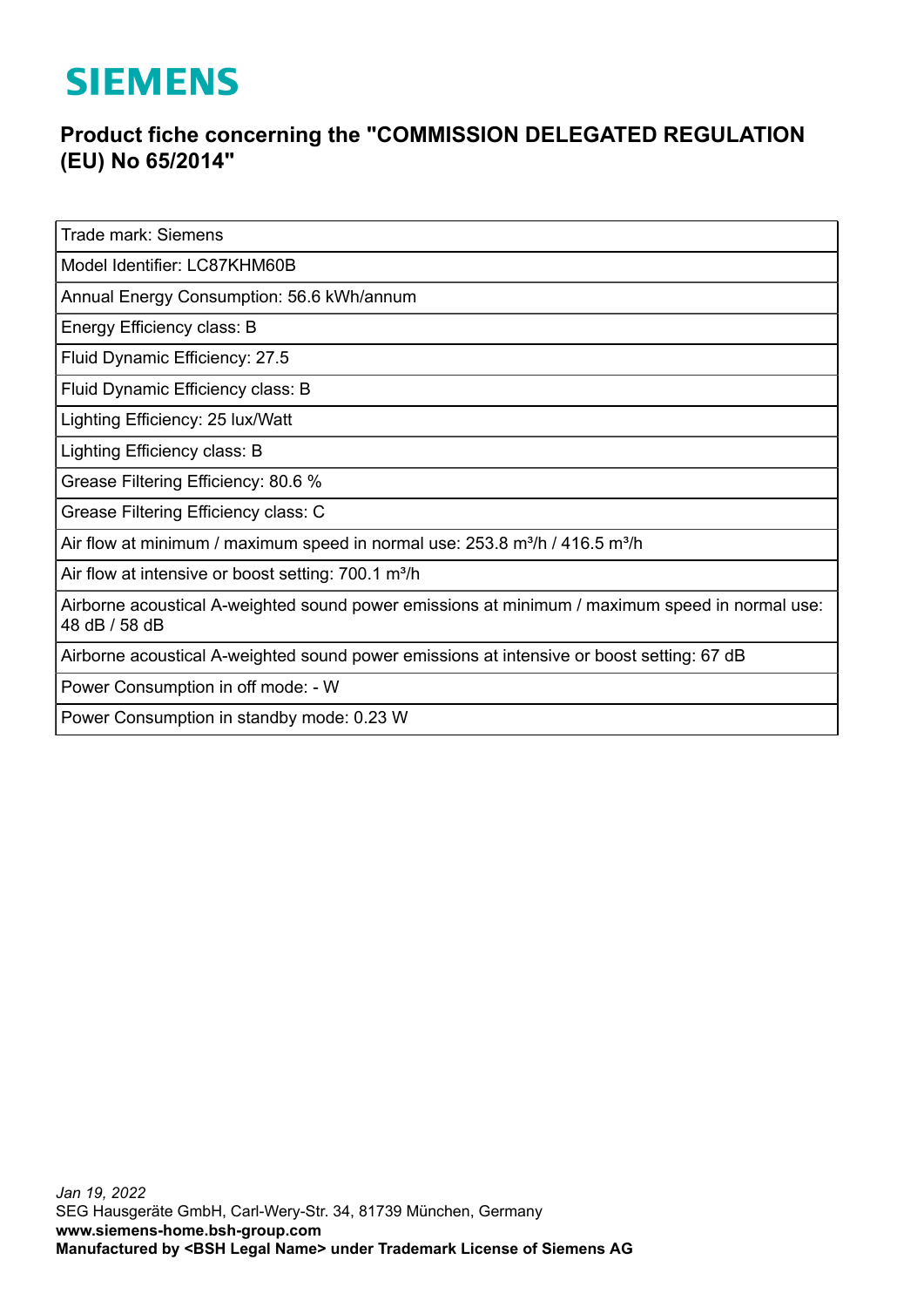SIEMENS

## Product fiche concerning the "COMMISSION DELEGATED REGULATION (EU) No 65/2014"

| |
|---|
| Trade mark: Siemens |
| Model Identifier: LC87KHM60B |
| Annual Energy Consumption: 56.6 kWh/annum |
| Energy Efficiency class: B |
| Fluid Dynamic Efficiency: 27.5 |
| Fluid Dynamic Efficiency class: B |
| Lighting Efficiency: 25 lux/Watt |
| Lighting Efficiency class: B |
| Grease Filtering Efficiency: 80.6 % |
| Grease Filtering Efficiency class: C |
| Air flow at minimum / maximum speed in normal use: 253.8 m³/h / 416.5 m³/h |
| Air flow at intensive or boost setting: 700.1 m³/h |
| Airborne acoustical A-weighted sound power emissions at minimum / maximum speed in normal use: 48 dB / 58 dB |
| Airborne acoustical A-weighted sound power emissions at intensive or boost setting: 67 dB |
| Power Consumption in off mode: - W |
| Power Consumption in standby mode: 0.23 W |

*Jan 19, 2022*
SEG Hausgeräte GmbH, Carl-Wery-Str. 34, 81739 München, Germany
**www.siemens-home.bsh-group.com**
**Manufactured by <BSH Legal Name> under Trademark License of Siemens AG**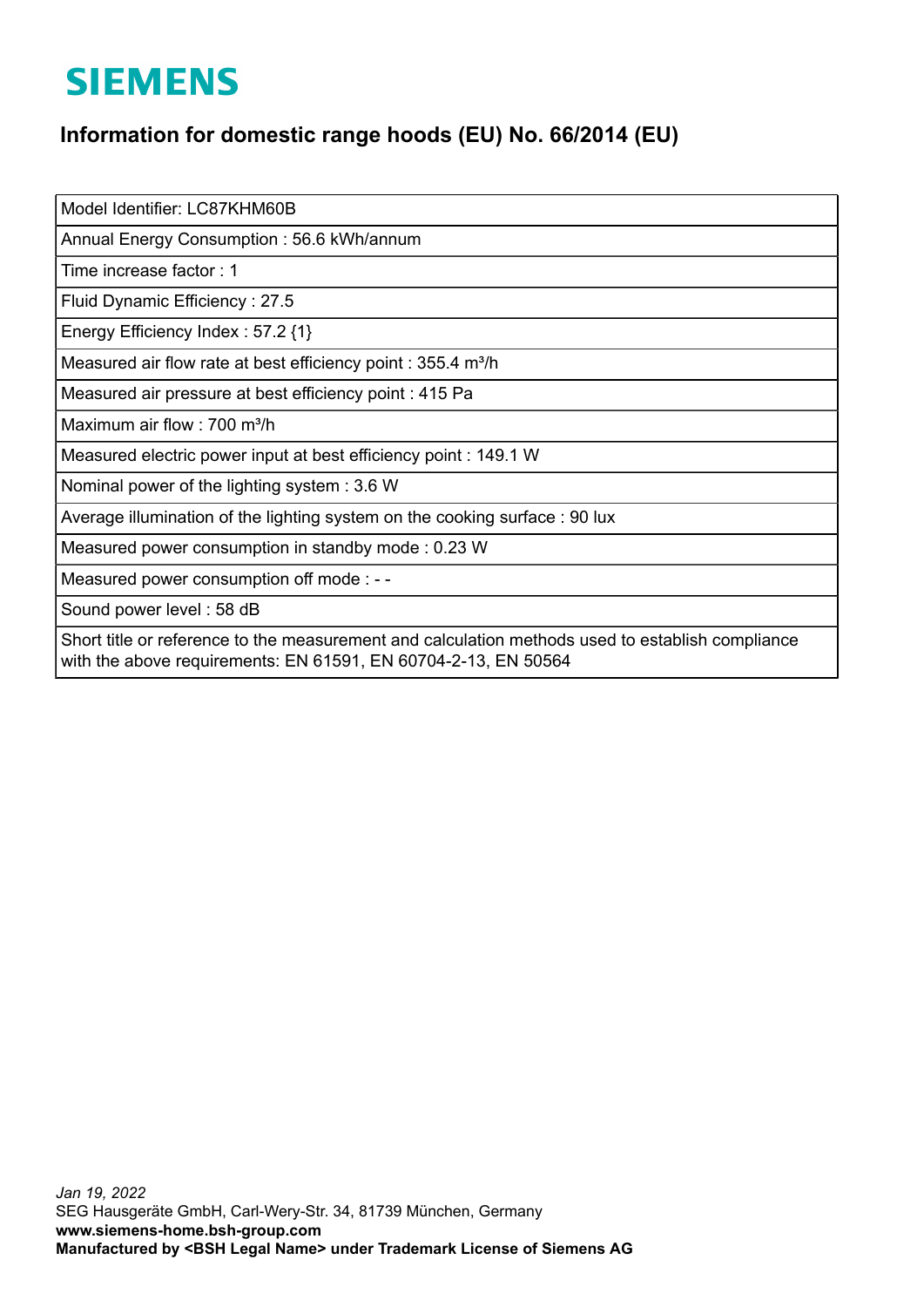# SIEMENS

## Information for domestic range hoods (EU) No. 66/2014 (EU)

| |
|---|
| Model Identifier: LC87KHM60B |
| Annual Energy Consumption : 56.6 kWh/annum |
| Time increase factor : 1 |
| Fluid Dynamic Efficiency : 27.5 |
| Energy Efficiency Index : 57.2 {1} |
| Measured air flow rate at best efficiency point : 355.4 m³/h |
| Measured air pressure at best efficiency point : 415 Pa |
| Maximum air flow : 700 m³/h |
| Measured electric power input at best efficiency point : 149.1 W |
| Nominal power of the lighting system : 3.6 W |
| Average illumination of the lighting system on the cooking surface : 90 lux |
| Measured power consumption in standby mode : 0.23 W |
| Measured power consumption off mode : - - |
| Sound power level : 58 dB |
| Short title or reference to the measurement and calculation methods used to establish compliance with the above requirements: EN 61591, EN 60704-2-13, EN 50564 |

*Jan 19, 2022*
SEG Hausgeräte GmbH, Carl-Wery-Str. 34, 81739 München, Germany
**www.siemens-home.bsh-group.com**
**Manufactured by <BSH Legal Name> under Trademark License of Siemens AG**